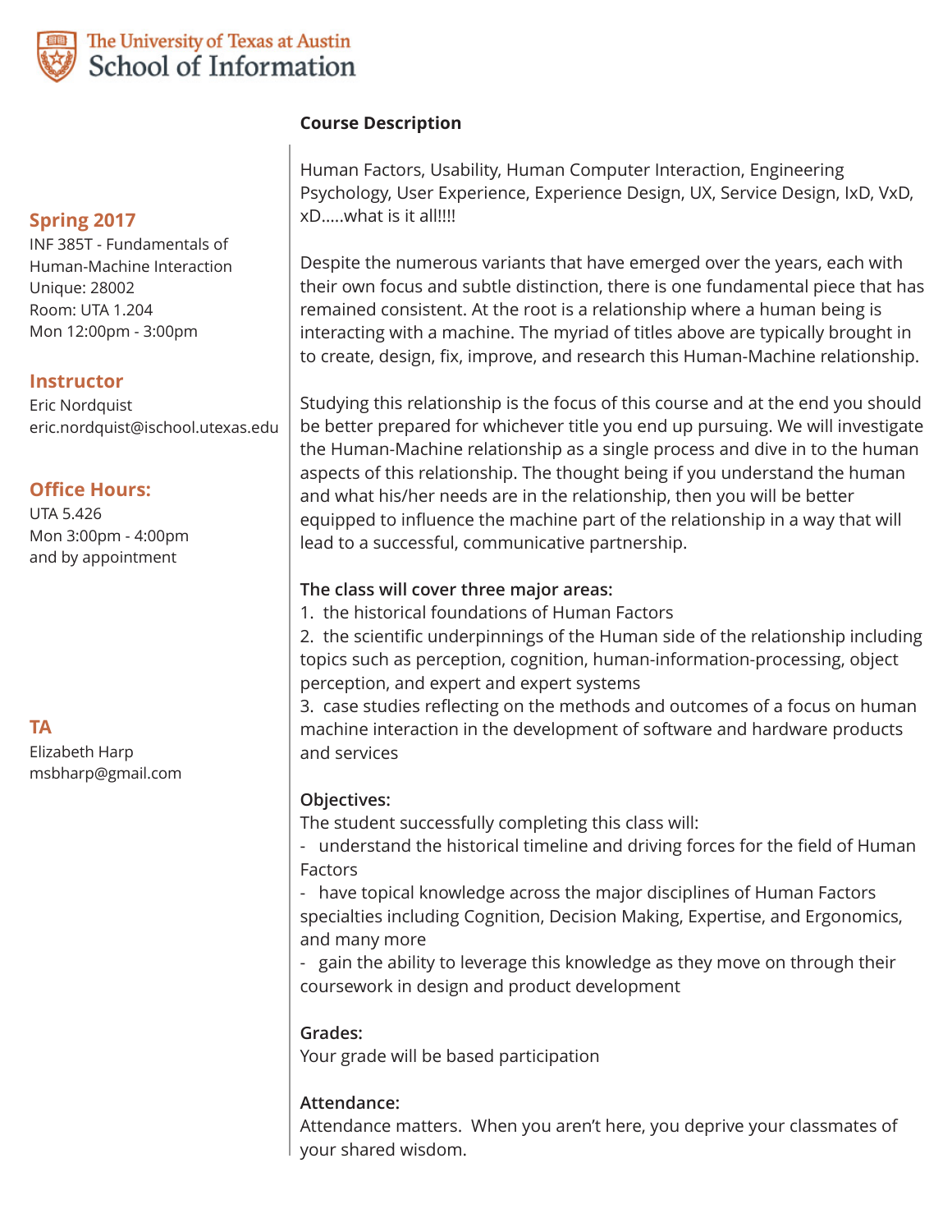The University of Texas at Austin
School of Information

**Spring 2017**
INF 385T - Fundamentals of Human-Machine Interaction
Unique: 28002
Room: UTA 1.204
Mon 12:00pm - 3:00pm

**Instructor**
Eric Nordquist
eric.nordquist@ischool.utexas.edu

**Office Hours:**
UTA 5.426
Mon 3:00pm - 4:00pm
and by appointment

**TA**
Elizabeth Harp
msbharp@gmail.com

**Course Description**

Human Factors, Usability, Human Computer Interaction, Engineering Psychology, User Experience, Experience Design, UX, Service Design, IxD, VxD, xD.....what is it all!!!!

Despite the numerous variants that have emerged over the years, each with their own focus and subtle distinction, there is one fundamental piece that has remained consistent. At the root is a relationship where a human being is interacting with a machine. The myriad of titles above are typically brought in to create, design, fix, improve, and research this Human-Machine relationship.

Studying this relationship is the focus of this course and at the end you should be better prepared for whichever title you end up pursuing. We will investigate the Human-Machine relationship as a single process and dive in to the human aspects of this relationship. The thought being if you understand the human and what his/her needs are in the relationship, then you will be better equipped to influence the machine part of the relationship in a way that will lead to a successful, communicative partnership.

**The class will cover three major areas:**
1. the historical foundations of Human Factors
2. the scientific underpinnings of the Human side of the relationship including topics such as perception, cognition, human-information-processing, object perception, and expert and expert systems
3. case studies reflecting on the methods and outcomes of a focus on human machine interaction in the development of software and hardware products and services

**Objectives:**
The student successfully completing this class will:
- understand the historical timeline and driving forces for the field of Human Factors
- have topical knowledge across the major disciplines of Human Factors specialties including Cognition, Decision Making, Expertise, and Ergonomics, and many more
- gain the ability to leverage this knowledge as they move on through their coursework in design and product development

**Grades:**
Your grade will be based participation

**Attendance:**
Attendance matters. When you aren't here, you deprive your classmates of your shared wisdom.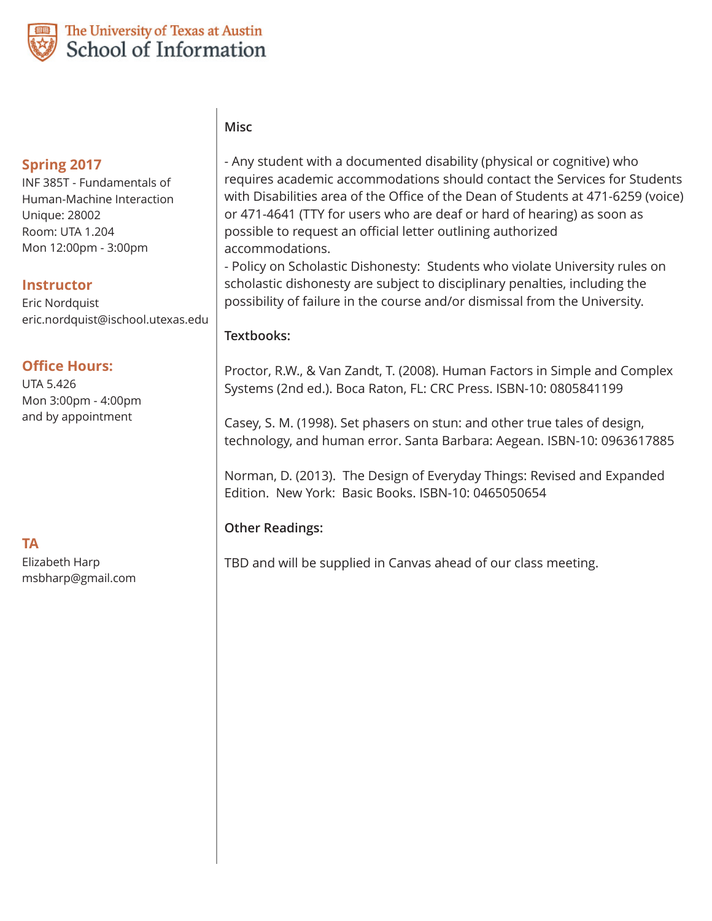The University of Texas at Austin
School of Information

**Spring 2017**

INF 385T - Fundamentals of Human-Machine Interaction
Unique: 28002
Room: UTA 1.204
Mon 12:00pm - 3:00pm

**Instructor**

Eric Nordquist
eric.nordquist@ischool.utexas.edu

**Office Hours:**

UTA 5.426
Mon 3:00pm - 4:00pm
and by appointment

**TA**

Elizabeth Harp
msbharp@gmail.com

**Misc**

- Any student with a documented disability (physical or cognitive) who requires academic accommodations should contact the Services for Students with Disabilities area of the Office of the Dean of Students at 471-6259 (voice) or 471-4641 (TTY for users who are deaf or hard of hearing) as soon as possible to request an official letter outlining authorized accommodations.
- Policy on Scholastic Dishonesty: Students who violate University rules on scholastic dishonesty are subject to disciplinary penalties, including the possibility of failure in the course and/or dismissal from the University.

**Textbooks:**

Proctor, R.W., & Van Zandt, T. (2008). Human Factors in Simple and Complex Systems (2nd ed.). Boca Raton, FL: CRC Press. ISBN-10: 0805841199

Casey, S. M. (1998). Set phasers on stun: and other true tales of design, technology, and human error. Santa Barbara: Aegean. ISBN-10: 0963617885

Norman, D. (2013). The Design of Everyday Things: Revised and Expanded Edition. New York: Basic Books. ISBN-10: 0465050654

**Other Readings:**

TBD and will be supplied in Canvas ahead of our class meeting.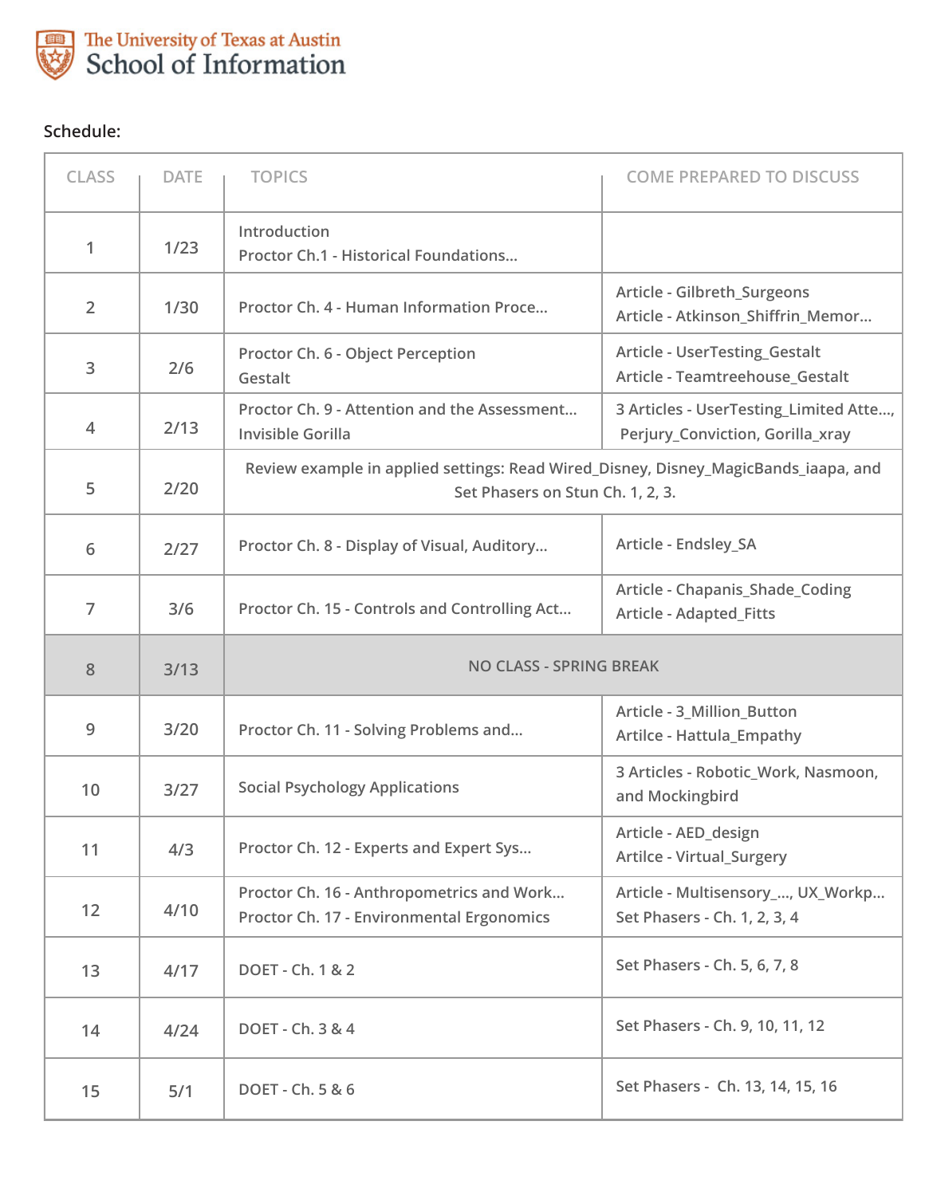The University of Texas at Austin
School of Information

Schedule:

| CLASS | DATE | TOPICS | COME PREPARED TO DISCUSS |
|---|---|---|---|
| 1 | 1/23 | Introduction<br>Proctor Ch.1 - Historical Foundations... | |
| 2 | 1/30 | Proctor Ch. 4 - Human Information Proce... | Article - Gilbreth_Surgeons<br>Article - Atkinson_Shiffrin_Memor... |
| 3 | 2/6 | Proctor Ch. 6 - Object Perception<br>Gestalt | Article - UserTesting_Gestalt<br>Article - Teamtreehouse_Gestalt |
| 4 | 2/13 | Proctor Ch. 9 - Attention and the Assessment...<br>Invisible Gorilla | 3 Articles - UserTesting_Limited Atte..., Perjury_Conviction, Gorilla_xray |
| 5 | 2/20 | Review example in applied settings: Read Wired_Disney, Disney_MagicBands_iaapa, and Set Phasers on Stun Ch. 1, 2, 3. | |
| 6 | 2/27 | Proctor Ch. 8 - Display of Visual, Auditory... | Article - Endsley_SA |
| 7 | 3/6 | Proctor Ch. 15 - Controls and Controlling Act... | Article - Chapanis_Shade_Coding<br>Article - Adapted_Fitts |
| 8 | 3/13 | NO CLASS - SPRING BREAK | |
| 9 | 3/20 | Proctor Ch. 11 - Solving Problems and... | Article - 3_Million_Button<br>Artilce - Hattula_Empathy |
| 10 | 3/27 | Social Psychology Applications | 3 Articles - Robotic_Work, Nasmoon, and Mockingbird |
| 11 | 4/3 | Proctor Ch. 12 - Experts and Expert Sys... | Article - AED_design<br>Artilce - Virtual_Surgery |
| 12 | 4/10 | Proctor Ch. 16 - Anthropometrics and Work...<br>Proctor Ch. 17 - Environmental Ergonomics | Article - Multisensory_..., UX_Workp...<br>Set Phasers - Ch. 1, 2, 3, 4 |
| 13 | 4/17 | DOET - Ch. 1 & 2 | Set Phasers - Ch. 5, 6, 7, 8 |
| 14 | 4/24 | DOET - Ch. 3 & 4 | Set Phasers - Ch. 9, 10, 11, 12 |
| 15 | 5/1 | DOET - Ch. 5 & 6 | Set Phasers - Ch. 13, 14, 15, 16 |